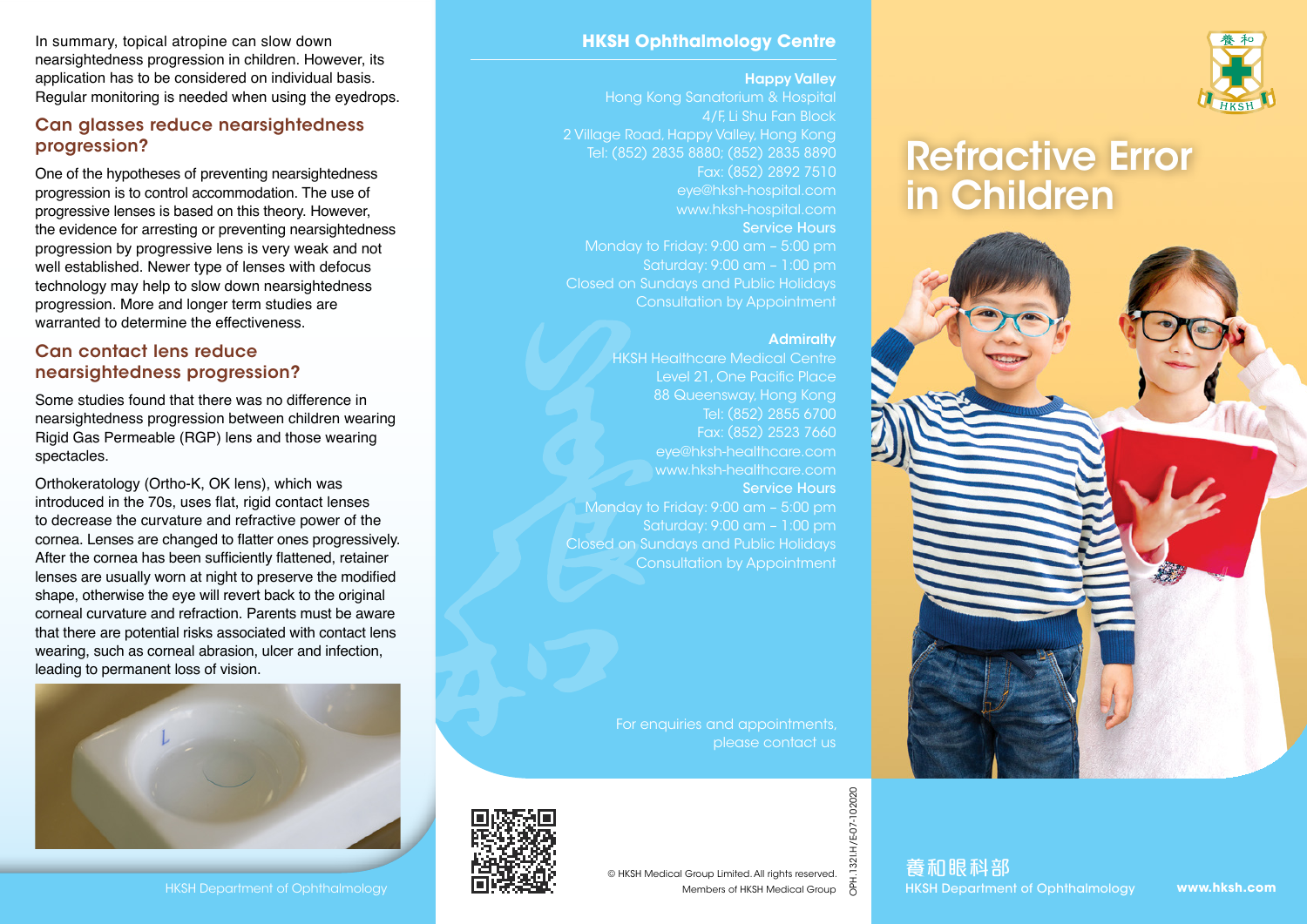In summary, topical atropine can slow down nearsightedness progression in children. However, its application has to be considered on individual basis. Regular monitoring is needed when using the eyedrops.

## Can glasses reduce nearsightedness progression?

One of the hypotheses of preventing nearsightedness progression is to control accommodation. The use of progressive lenses is based on this theory. However, the evidence for arresting or preventing nearsightedness progression by progressive lens is very weak and not well established. Newer type of lenses with defocus technology may help to slow down nearsightedness progression. More and longer term studies are warranted to determine the effectiveness.

## Can contact lens reduce nearsightedness progression?

Some studies found that there was no difference in nearsightedness progression between children wearing Rigid Gas Permeable (RGP) lens and those wearing spectacles.

Orthokeratology (Ortho-K, OK lens), which was introduced in the 70s, uses flat, rigid contact lenses to decrease the curvature and refractive power of the cornea. Lenses are changed to flatter ones progressively. After the cornea has been sufficiently flattened, retainer lenses are usually worn at night to preserve the modified shape, otherwise the eye will revert back to the original corneal curvature and refraction. Parents must be aware that there are potential risks associated with contact lens wearing, such as corneal abrasion, ulcer and infection, leading to permanent loss of vision.

HKSH Department of Ophthalmology

## HKSH Ophthalmology Centre

**Happy Valley**
Hong Kong Sanatorium & Hospital
4/F, Li Shu Fan Block
2 Village Road, Happy Valley, Hong Kong
Tel: (852) 2835 8880; (852) 2835 8890
Fax: (852) 2892 7510
eye@hksh-hospital.com
www.hksh-hospital.com

**Service Hours**
Monday to Friday: 9:00 am – 5:00 pm
Saturday: 9:00 am – 1:00 pm
Closed on Sundays and Public Holidays
Consultation by Appointment

**Admiralty**
HKSH Healthcare Medical Centre
Level 21, One Pacific Place
88 Queensway, Hong Kong
Tel: (852) 2855 6700
Fax: (852) 2523 7660
eye@hksh-healthcare.com
www.hksh-healthcare.com

**Service Hours**
Monday to Friday: 9:00 am – 5:00 pm
Saturday: 9:00 am – 1:00 pm
Closed on Sundays and Public Holidays
Consultation by Appointment

For enquiries and appointments, please contact us

© HKSH Medical Group Limited. All rights reserved.
Members of HKSH Medical Group

OPH.132I.H/E07-102020

# Refractive Error in Children

養和眼科部
HKSH Department of Ophthalmology

www.hksh.com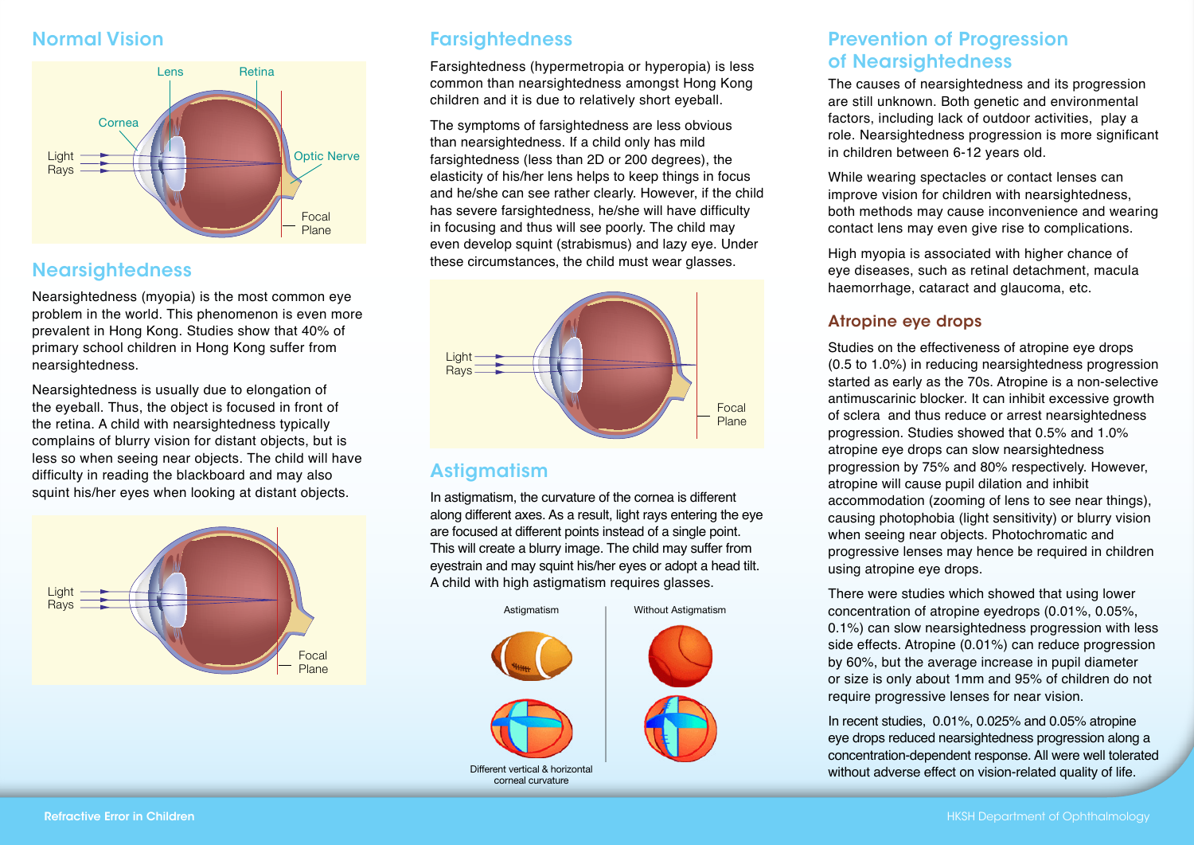## Normal Vision

Lens
Retina
Cornea
Light Rays
Optic Nerve
Focal Plane

## Nearsightedness

Nearsightedness (myopia) is the most common eye problem in the world. This phenomenon is even more prevalent in Hong Kong. Studies show that 40% of primary school children in Hong Kong suffer from nearsightedness.

Nearsightedness is usually due to elongation of the eyeball. Thus, the object is focused in front of the retina. A child with nearsightedness typically complains of blurry vision for distant objects, but is less so when seeing near objects. The child will have difficulty in reading the blackboard and may also squint his/her eyes when looking at distant objects.

Light Rays
Focal Plane

## Farsightedness

Farsightedness (hypermetropia or hyperopia) is less common than nearsightedness amongst Hong Kong children and it is due to relatively short eyeball.

The symptoms of farsightedness are less obvious than nearsightedness. If a child only has mild farsightedness (less than 2D or 200 degrees), the elasticity of his/her lens helps to keep things in focus and he/she can see rather clearly. However, if the child has severe farsightedness, he/she will have difficulty in focusing and thus will see poorly. The child may even develop squint (strabismus) and lazy eye. Under these circumstances, the child must wear glasses.

Light Rays
Focal Plane

## Astigmatism

In astigmatism, the curvature of the cornea is different along different axes. As a result, light rays entering the eye are focused at different points instead of a single point. This will create a blurry image. The child may suffer from eyestrain and may squint his/her eyes or adopt a head tilt. A child with high astigmatism requires glasses.

Astigmatism
Without Astigmatism
Different vertical & horizontal corneal curvature

## Prevention of Progression of Nearsightedness

The causes of nearsightedness and its progression are still unknown. Both genetic and environmental factors, including lack of outdoor activities, play a role. Nearsightedness progression is more significant in children between 6-12 years old.

While wearing spectacles or contact lenses can improve vision for children with nearsightedness, both methods may cause inconvenience and wearing contact lens may even give rise to complications.

High myopia is associated with higher chance of eye diseases, such as retinal detachment, macula haemorrhage, cataract and glaucoma, etc.

### Atropine eye drops

Studies on the effectiveness of atropine eye drops (0.5 to 1.0%) in reducing nearsightedness progression started as early as the 70s. Atropine is a non-selective antimuscarinic blocker. It can inhibit excessive growth of sclera and thus reduce or arrest nearsightedness progression. Studies showed that 0.5% and 1.0% atropine eye drops can slow nearsightedness progression by 75% and 80% respectively. However, atropine will cause pupil dilation and inhibit accommodation (zooming of lens to see near things), causing photophobia (light sensitivity) or blurry vision when seeing near objects. Photochromatic and progressive lenses may hence be required in children using atropine eye drops.

There were studies which showed that using lower concentration of atropine eyedrops (0.01%, 0.05%, 0.1%) can slow nearsightedness progression with less side effects. Atropine (0.01%) can reduce progression by 60%, but the average increase in pupil diameter or size is only about 1mm and 95% of children do not require progressive lenses for near vision.

In recent studies, 0.01%, 0.025% and 0.05% atropine eye drops reduced nearsightedness progression along a concentration-dependent response. All were well tolerated without adverse effect on vision-related quality of life.